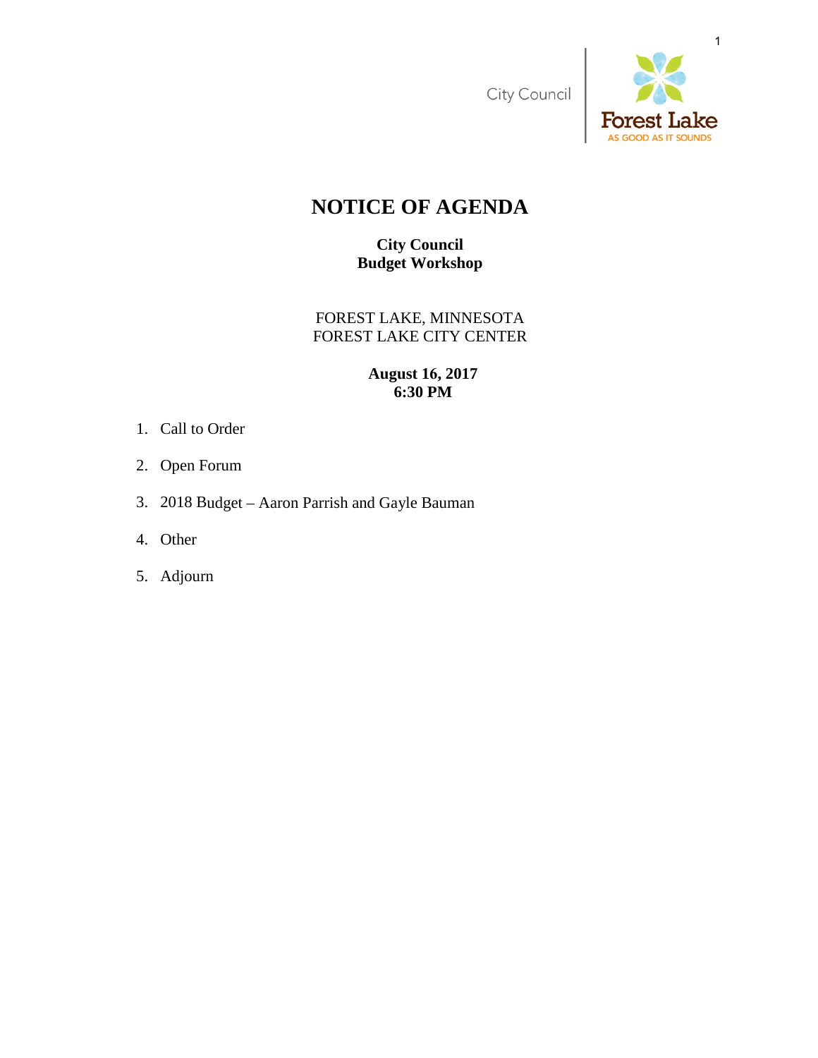City Council

Forest Lake
AS GOOD AS IT SOUNDS

# NOTICE OF AGENDA

**City Council**
**Budget Workshop**

FOREST LAKE, MINNESOTA
FOREST LAKE CITY CENTER

**August 16, 2017**
**6:30 PM**

1. Call to Order
2. Open Forum
3. 2018 Budget – Aaron Parrish and Gayle Bauman
4. Other
5. Adjourn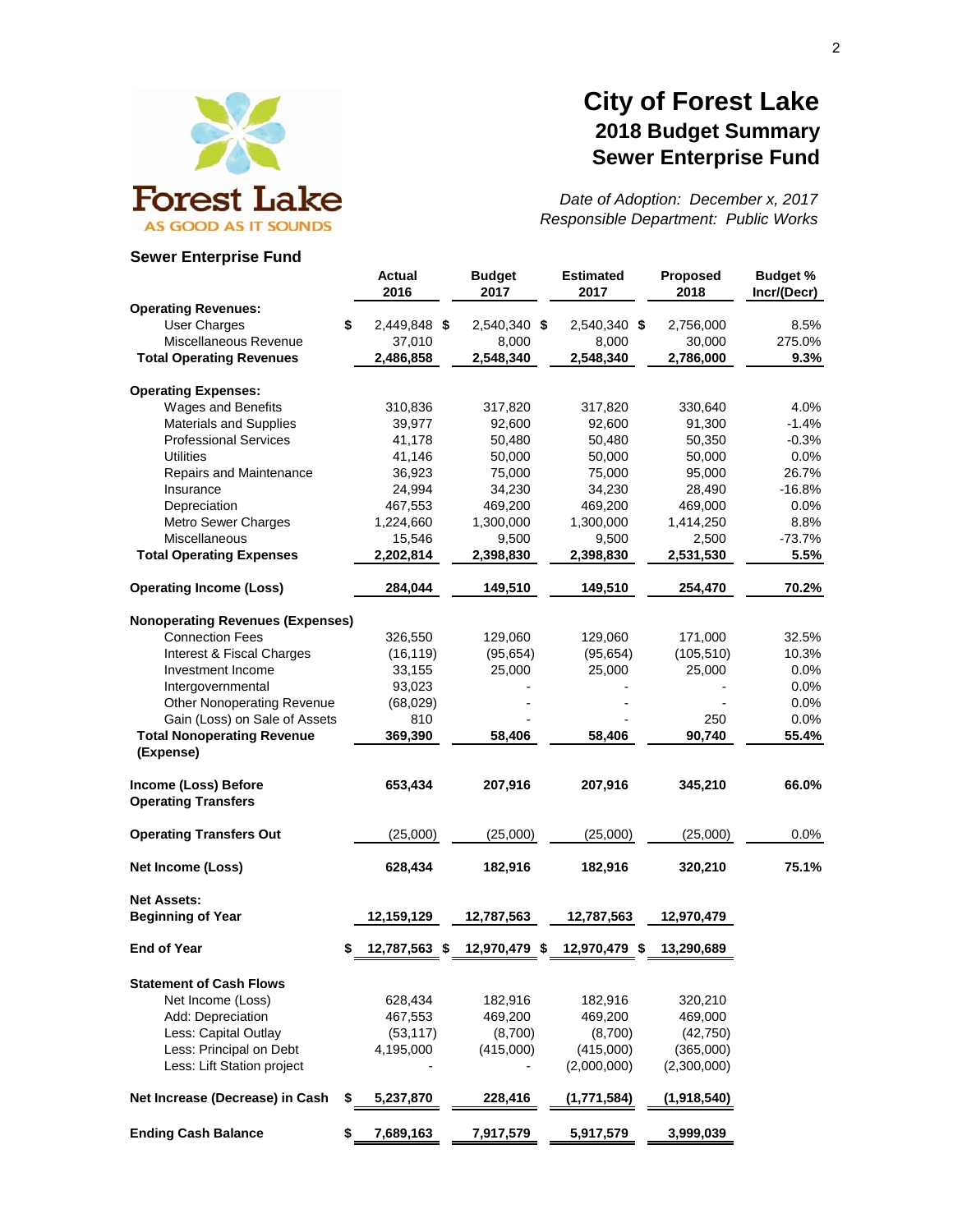# City of Forest Lake
## 2018 Budget Summary
## Sewer Enterprise Fund

*Date of Adoption: December x, 2017*
*Responsible Department: Public Works*

**Sewer Enterprise Fund**

| | Actual 2016 | Budget 2017 | Estimated 2017 | Proposed 2018 | Budget % Incr/(Decr) |
|---|---|---|---|---|---|
| **Operating Revenues:** | | | | | |
| User Charges | $ 2,449,848 | $ 2,540,340 | $ 2,540,340 | $ 2,756,000 | 8.5% |
| Miscellaneous Revenue | 37,010 | 8,000 | 8,000 | 30,000 | 275.0% |
| **Total Operating Revenues** | **2,486,858** | **2,548,340** | **2,548,340** | **2,786,000** | **9.3%** |
| **Operating Expenses:** | | | | | |
| Wages and Benefits | 310,836 | 317,820 | 317,820 | 330,640 | 4.0% |
| Materials and Supplies | 39,977 | 92,600 | 92,600 | 91,300 | -1.4% |
| Professional Services | 41,178 | 50,480 | 50,480 | 50,350 | -0.3% |
| Utilities | 41,146 | 50,000 | 50,000 | 50,000 | 0.0% |
| Repairs and Maintenance | 36,923 | 75,000 | 75,000 | 95,000 | 26.7% |
| Insurance | 24,994 | 34,230 | 34,230 | 28,490 | -16.8% |
| Depreciation | 467,553 | 469,200 | 469,200 | 469,000 | 0.0% |
| Metro Sewer Charges | 1,224,660 | 1,300,000 | 1,300,000 | 1,414,250 | 8.8% |
| Miscellaneous | 15,546 | 9,500 | 9,500 | 2,500 | -73.7% |
| **Total Operating Expenses** | **2,202,814** | **2,398,830** | **2,398,830** | **2,531,530** | **5.5%** |
| **Operating Income (Loss)** | **284,044** | **149,510** | **149,510** | **254,470** | **70.2%** |
| **Nonoperating Revenues (Expenses)** | | | | | |
| Connection Fees | 326,550 | 129,060 | 129,060 | 171,000 | 32.5% |
| Interest & Fiscal Charges | (16,119) | (95,654) | (95,654) | (105,510) | 10.3% |
| Investment Income | 33,155 | 25,000 | 25,000 | 25,000 | 0.0% |
| Intergovernmental | 93,023 | - | - | - | 0.0% |
| Other Nonoperating Revenue | (68,029) | - | - | - | 0.0% |
| Gain (Loss) on Sale of Assets | 810 | - | - | 250 | 0.0% |
| **Total Nonoperating Revenue (Expense)** | **369,390** | **58,406** | **58,406** | **90,740** | **55.4%** |
| **Income (Loss) Before Operating Transfers** | **653,434** | **207,916** | **207,916** | **345,210** | **66.0%** |
| **Operating Transfers Out** | (25,000) | (25,000) | (25,000) | (25,000) | 0.0% |
| **Net Income (Loss)** | **628,434** | **182,916** | **182,916** | **320,210** | **75.1%** |
| **Net Assets:** | | | | | |
| **Beginning of Year** | **12,159,129** | **12,787,563** | **12,787,563** | **12,970,479** | |
| **End of Year** | **$ 12,787,563** | **$ 12,970,479** | **$ 12,970,479** | **$ 13,290,689** | |
| **Statement of Cash Flows** | | | | | |
| Net Income (Loss) | 628,434 | 182,916 | 182,916 | 320,210 | |
| Add: Depreciation | 467,553 | 469,200 | 469,200 | 469,000 | |
| Less: Capital Outlay | (53,117) | (8,700) | (8,700) | (42,750) | |
| Less: Principal on Debt | 4,195,000 | (415,000) | (415,000) | (365,000) | |
| Less: Lift Station project | - | - | (2,000,000) | (2,300,000) | |
| **Net Increase (Decrease) in Cash** | **$ 5,237,870** | **228,416** | **(1,771,584)** | **(1,918,540)** | |
| **Ending Cash Balance** | **$ 7,689,163** | **7,917,579** | **5,917,579** | **3,999,039** | |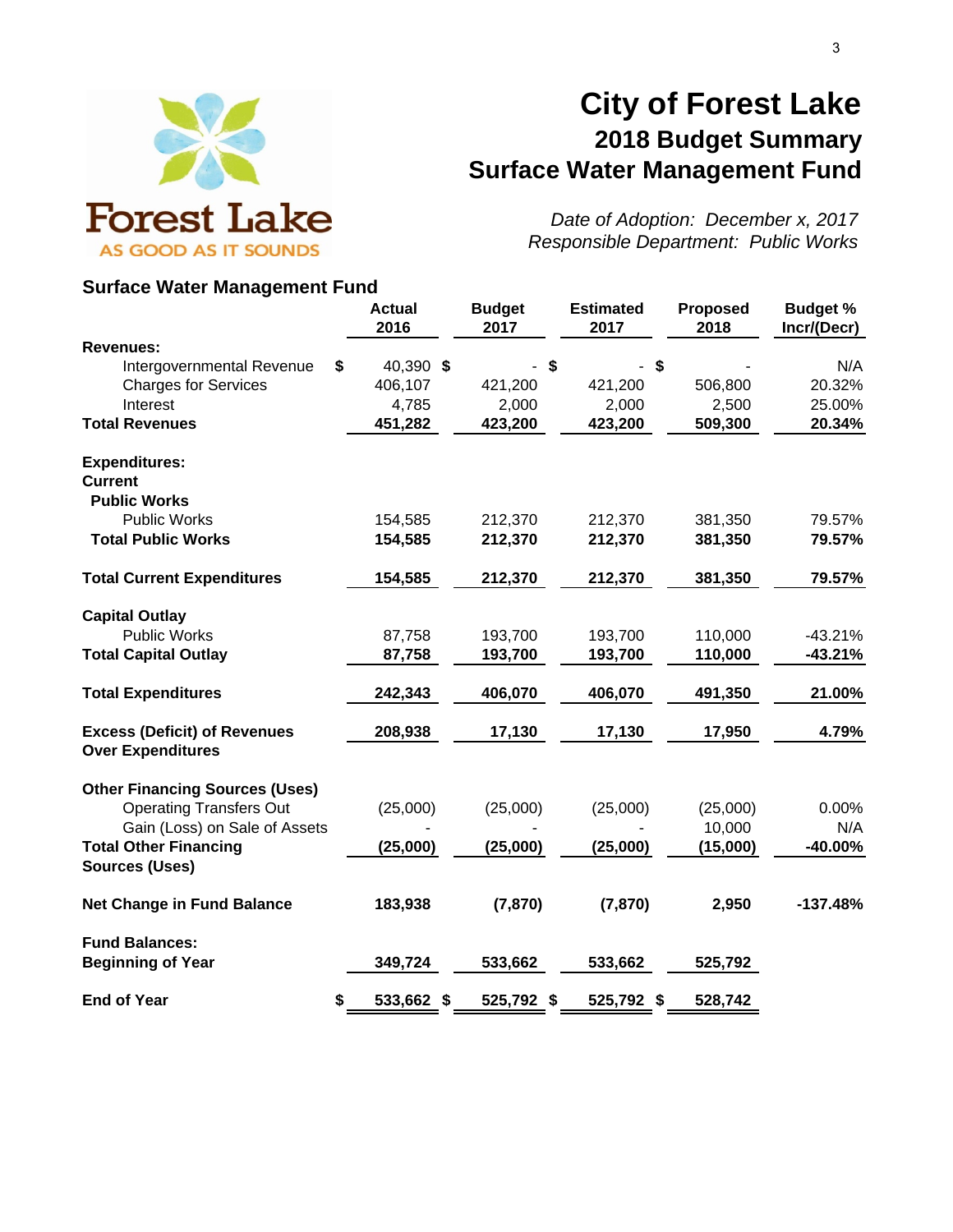# City of Forest Lake

## 2018 Budget Summary

## Surface Water Management Fund

*Date of Adoption: December x, 2017*
*Responsible Department: Public Works*

### Surface Water Management Fund

| | Actual 2016 | Budget 2017 | Estimated 2017 | Proposed 2018 | Budget % Incr/(Decr) |
|---|---|---|---|---|---|
| **Revenues:** | | | | | |
| Intergovernmental Revenue | $ 40,390 | $ - | $ - | $ - | N/A |
| Charges for Services | 406,107 | 421,200 | 421,200 | 506,800 | 20.32% |
| Interest | 4,785 | 2,000 | 2,000 | 2,500 | 25.00% |
| **Total Revenues** | **451,282** | **423,200** | **423,200** | **509,300** | **20.34%** |
| **Expenditures:** | | | | | |
| **Current** | | | | | |
| **Public Works** | | | | | |
| Public Works | 154,585 | 212,370 | 212,370 | 381,350 | 79.57% |
| **Total Public Works** | **154,585** | **212,370** | **212,370** | **381,350** | **79.57%** |
| **Total Current Expenditures** | **154,585** | **212,370** | **212,370** | **381,350** | **79.57%** |
| **Capital Outlay** | | | | | |
| Public Works | 87,758 | 193,700 | 193,700 | 110,000 | -43.21% |
| **Total Capital Outlay** | **87,758** | **193,700** | **193,700** | **110,000** | **-43.21%** |
| **Total Expenditures** | **242,343** | **406,070** | **406,070** | **491,350** | **21.00%** |
| **Excess (Deficit) of Revenues Over Expenditures** | **208,938** | **17,130** | **17,130** | **17,950** | **4.79%** |
| **Other Financing Sources (Uses)** | | | | | |
| Operating Transfers Out | (25,000) | (25,000) | (25,000) | (25,000) | 0.00% |
| Gain (Loss) on Sale of Assets | - | - | - | 10,000 | N/A |
| **Total Other Financing Sources (Uses)** | **(25,000)** | **(25,000)** | **(25,000)** | **(15,000)** | **-40.00%** |
| **Net Change in Fund Balance** | **183,938** | **(7,870)** | **(7,870)** | **2,950** | **-137.48%** |
| **Fund Balances:** | | | | | |
| **Beginning of Year** | **349,724** | **533,662** | **533,662** | **525,792** | |
| **End of Year** | **$ 533,662** | **$ 525,792** | **$ 525,792** | **$ 528,742** | |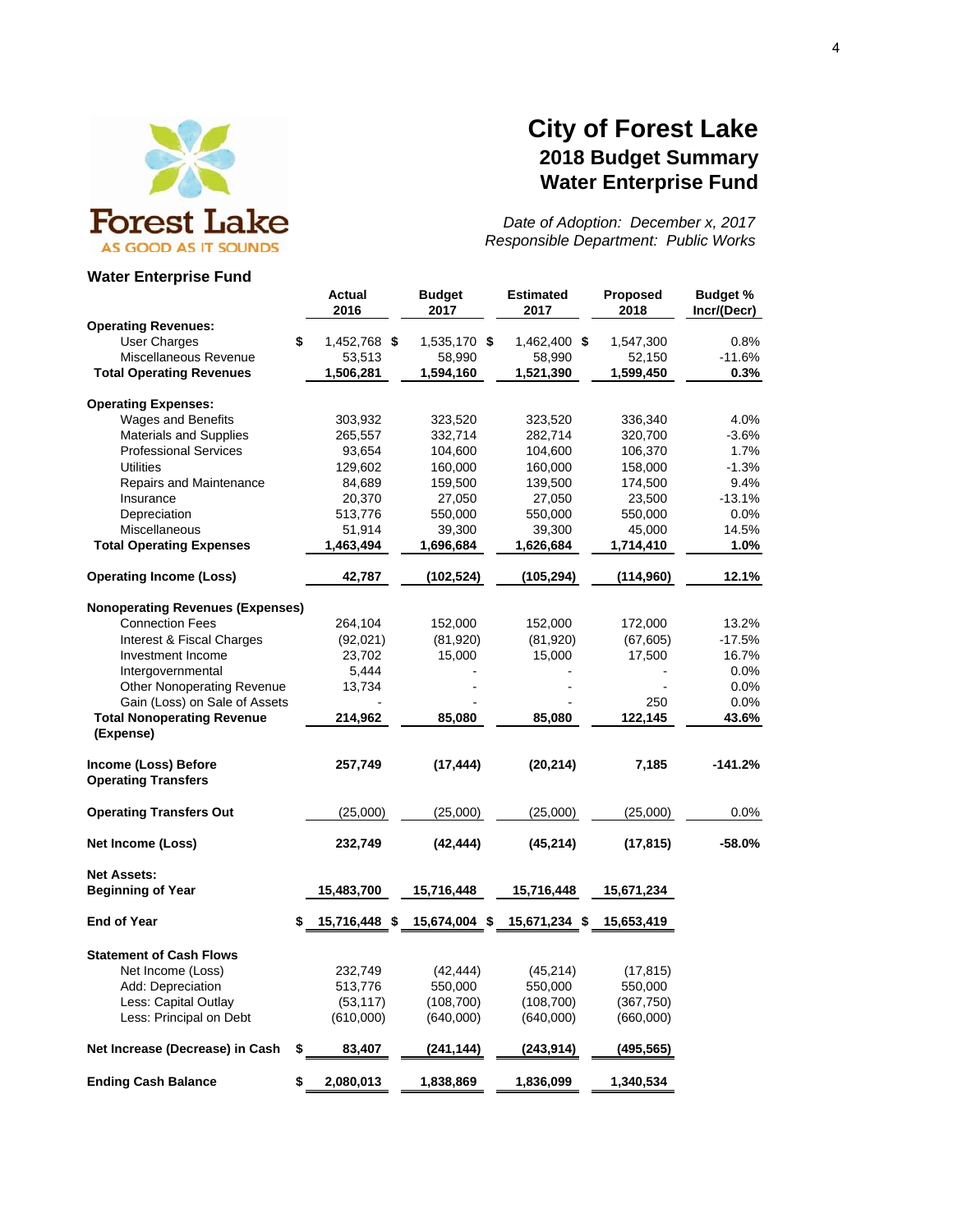Forest Lake
AS GOOD AS IT SOUNDS

# City of Forest Lake
## 2018 Budget Summary
## Water Enterprise Fund

*Date of Adoption: December x, 2017*
*Responsible Department: Public Works*

### Water Enterprise Fund

| | Actual 2016 | Budget 2017 | Estimated 2017 | Proposed 2018 | Budget % Incr/(Decr) |
|---|---|---|---|---|---|
| **Operating Revenues:** | | | | | |
| User Charges | $ 1,452,768 | $ 1,535,170 | $ 1,462,400 | $ 1,547,300 | 0.8% |
| Miscellaneous Revenue | 53,513 | 58,990 | 58,990 | 52,150 | -11.6% |
| **Total Operating Revenues** | **1,506,281** | **1,594,160** | **1,521,390** | **1,599,450** | **0.3%** |
| **Operating Expenses:** | | | | | |
| Wages and Benefits | 303,932 | 323,520 | 323,520 | 336,340 | 4.0% |
| Materials and Supplies | 265,557 | 332,714 | 282,714 | 320,700 | -3.6% |
| Professional Services | 93,654 | 104,600 | 104,600 | 106,370 | 1.7% |
| Utilities | 129,602 | 160,000 | 160,000 | 158,000 | -1.3% |
| Repairs and Maintenance | 84,689 | 159,500 | 139,500 | 174,500 | 9.4% |
| Insurance | 20,370 | 27,050 | 27,050 | 23,500 | -13.1% |
| Depreciation | 513,776 | 550,000 | 550,000 | 550,000 | 0.0% |
| Miscellaneous | 51,914 | 39,300 | 39,300 | 45,000 | 14.5% |
| **Total Operating Expenses** | **1,463,494** | **1,696,684** | **1,626,684** | **1,714,410** | **1.0%** |
| **Operating Income (Loss)** | **42,787** | **(102,524)** | **(105,294)** | **(114,960)** | **12.1%** |
| **Nonoperating Revenues (Expenses)** | | | | | |
| Connection Fees | 264,104 | 152,000 | 152,000 | 172,000 | 13.2% |
| Interest & Fiscal Charges | (92,021) | (81,920) | (81,920) | (67,605) | -17.5% |
| Investment Income | 23,702 | 15,000 | 15,000 | 17,500 | 16.7% |
| Intergovernmental | 5,444 | - | - | - | 0.0% |
| Other Nonoperating Revenue | 13,734 | - | - | - | 0.0% |
| Gain (Loss) on Sale of Assets | - | - | - | 250 | 0.0% |
| **Total Nonoperating Revenue (Expense)** | **214,962** | **85,080** | **85,080** | **122,145** | **43.6%** |
| **Income (Loss) Before Operating Transfers** | **257,749** | **(17,444)** | **(20,214)** | **7,185** | **-141.2%** |
| **Operating Transfers Out** | (25,000) | (25,000) | (25,000) | (25,000) | 0.0% |
| **Net Income (Loss)** | **232,749** | **(42,444)** | **(45,214)** | **(17,815)** | **-58.0%** |
| **Net Assets:** | | | | | |
| **Beginning of Year** | **15,483,700** | **15,716,448** | **15,716,448** | **15,671,234** | |
| **End of Year** | **$ 15,716,448** | **$ 15,674,004** | **$ 15,671,234** | **$ 15,653,419** | |
| **Statement of Cash Flows** | | | | | |
| Net Income (Loss) | 232,749 | (42,444) | (45,214) | (17,815) | |
| Add: Depreciation | 513,776 | 550,000 | 550,000 | 550,000 | |
| Less: Capital Outlay | (53,117) | (108,700) | (108,700) | (367,750) | |
| Less: Principal on Debt | (610,000) | (640,000) | (640,000) | (660,000) | |
| **Net Increase (Decrease) in Cash** | **$ 83,407** | **(241,144)** | **(243,914)** | **(495,565)** | |
| **Ending Cash Balance** | **$ 2,080,013** | **1,838,869** | **1,836,099** | **1,340,534** | |